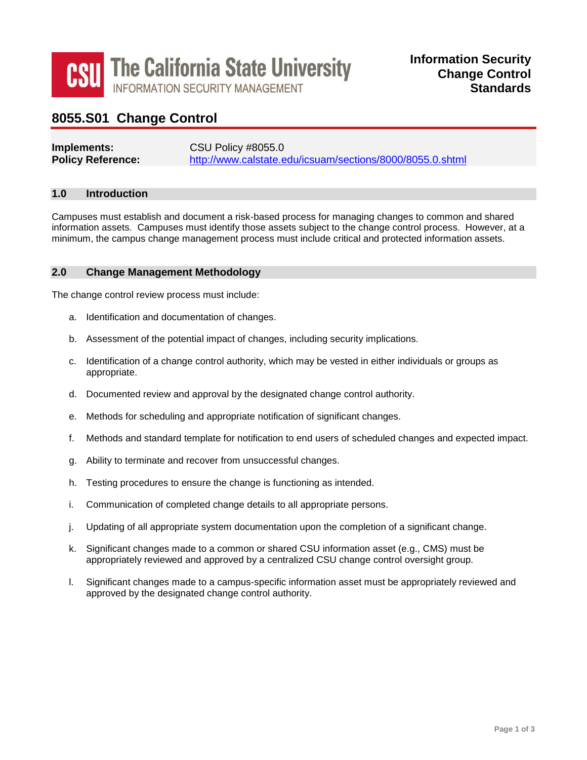The California State University
INFORMATION SECURITY MANAGEMENT

**Information Security Change Control Standards**

# 8055.S01 Change Control

**Implements:** CSU Policy #8055.0
**Policy Reference:** http://www.calstate.edu/icsuam/sections/8000/8055.0.shtml

## 1.0 Introduction

Campuses must establish and document a risk-based process for managing changes to common and shared information assets. Campuses must identify those assets subject to the change control process. However, at a minimum, the campus change management process must include critical and protected information assets.

## 2.0 Change Management Methodology

The change control review process must include:

a. Identification and documentation of changes.

b. Assessment of the potential impact of changes, including security implications.

c. Identification of a change control authority, which may be vested in either individuals or groups as appropriate.

d. Documented review and approval by the designated change control authority.

e. Methods for scheduling and appropriate notification of significant changes.

f. Methods and standard template for notification to end users of scheduled changes and expected impact.

g. Ability to terminate and recover from unsuccessful changes.

h. Testing procedures to ensure the change is functioning as intended.

i. Communication of completed change details to all appropriate persons.

j. Updating of all appropriate system documentation upon the completion of a significant change.

k. Significant changes made to a common or shared CSU information asset (e.g., CMS) must be appropriately reviewed and approved by a centralized CSU change control oversight group.

l. Significant changes made to a campus-specific information asset must be appropriately reviewed and approved by the designated change control authority.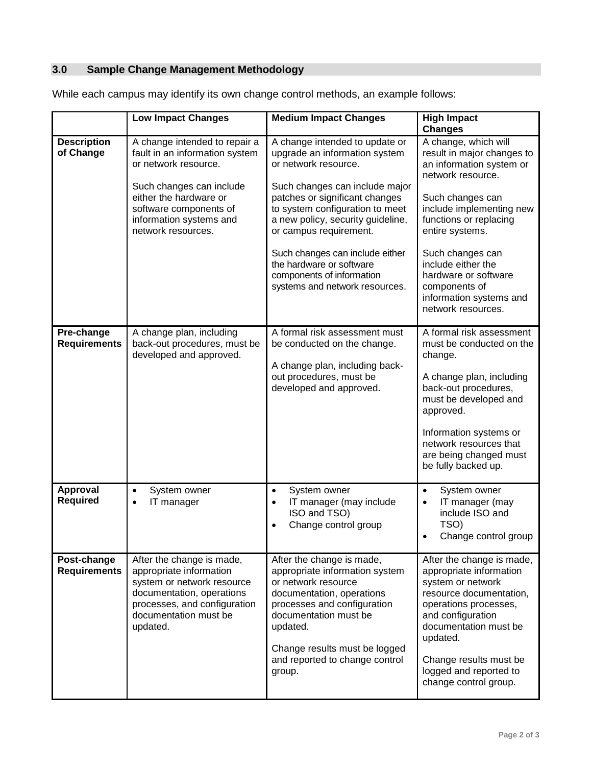## 3.0 Sample Change Management Methodology

While each campus may identify its own change control methods, an example follows:

| | Low Impact Changes | Medium Impact Changes | High Impact Changes |
|---|---|---|---|
| **Description of Change** | A change intended to repair a fault in an information system or network resource.<br><br>Such changes can include either the hardware or software components of information systems and network resources. | A change intended to update or upgrade an information system or network resource.<br><br>Such changes can include major patches or significant changes to system configuration to meet a new policy, security guideline, or campus requirement.<br><br>Such changes can include either the hardware or software components of information systems and network resources. | A change, which will result in major changes to an information system or network resource.<br><br>Such changes can include implementing new functions or replacing entire systems.<br><br>Such changes can include either the hardware or software components of information systems and network resources. |
| **Pre-change Requirements** | A change plan, including back-out procedures, must be developed and approved. | A formal risk assessment must be conducted on the change.<br><br>A change plan, including back-out procedures, must be developed and approved. | A formal risk assessment must be conducted on the change.<br><br>A change plan, including back-out procedures, must be developed and approved.<br><br>Information systems or network resources that are being changed must be fully backed up. |
| **Approval Required** | • System owner<br>• IT manager | • System owner<br>• IT manager (may include ISO and TSO)<br>• Change control group | • System owner<br>• IT manager (may include ISO and TSO)<br>• Change control group |
| **Post-change Requirements** | After the change is made, appropriate information system or network resource documentation, operations processes, and configuration documentation must be updated. | After the change is made, appropriate information system or network resource documentation, operations processes and configuration documentation must be updated.<br><br>Change results must be logged and reported to change control group. | After the change is made, appropriate information system or network resource documentation, operations processes, and configuration documentation must be updated.<br><br>Change results must be logged and reported to change control group. |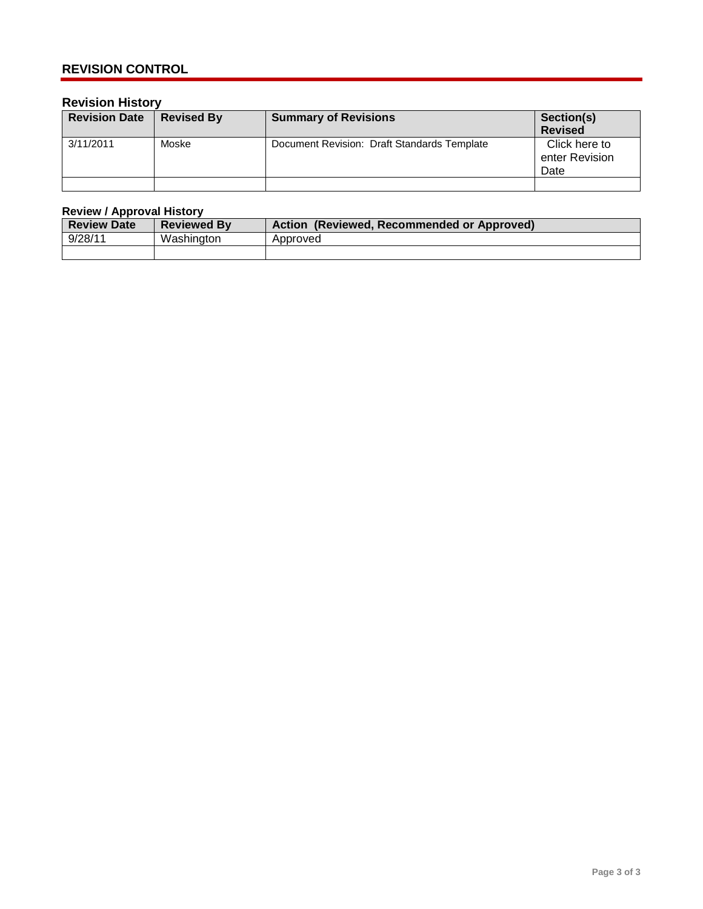## REVISION CONTROL

### Revision History

| Revision Date | Revised By | Summary of Revisions | Section(s) Revised |
|---|---|---|---|
| 3/11/2011 | Moske | Document Revision: Draft Standards Template | Click here to enter Revision Date |
| | | | |

### Review / Approval History

| Review Date | Reviewed By | Action (Reviewed, Recommended or Approved) |
|---|---|---|
| 9/28/11 | Washington | Approved |
| | | |